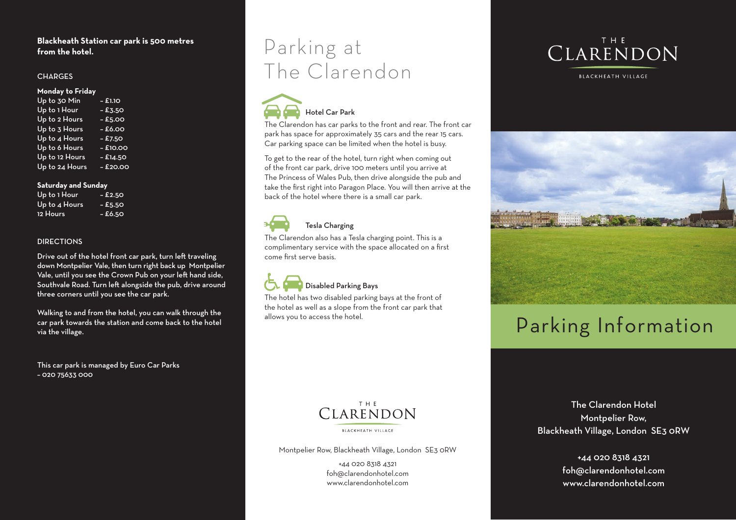**Blackheath Station car park is 500 metres from the hotel.**

## CHARGES

**Monday to Friday**

| | |
|---|---|
| Up to 30 Min | – £1.10 |
| Up to 1 Hour | – £3.50 |
| Up to 2 Hours | – £5.00 |
| Up to 3 Hours | – £6.00 |
| Up to 4 Hours | – £7.50 |
| Up to 6 Hours | – £10.00 |
| Up to 12 Hours | – £14.50 |
| Up to 24 Hours | – £20.00 |

**Saturday and Sunday**

| | |
|---|---|
| Up to 1 Hour | – £2.50 |
| Up to 4 Hours | – £5.50 |
| 12 Hours | – £6.50 |

## DIRECTIONS

Drive out of the hotel front car park, turn left traveling down Montpelier Vale, then turn right back up Montpelier Vale, until you see the Crown Pub on your left hand side, Southvale Road. Turn left alongside the pub, drive around three corners until you see the car park.

Walking to and from the hotel, you can walk through the car park towards the station and come back to the hotel via the village.

This car park is managed by Euro Car Parks – 020 75633 000

# Parking at The Clarendon

### Hotel Car Park

The Clarendon has car parks to the front and rear. The front car park has space for approximately 35 cars and the rear 15 cars. Car parking space can be limited when the hotel is busy.

To get to the rear of the hotel, turn right when coming out of the front car park, drive 100 meters until you arrive at The Princess of Wales Pub, then drive alongside the pub and take the first right into Paragon Place. You will then arrive at the back of the hotel where there is a small car park.

### Tesla Charging

The Clarendon also has a Tesla charging point. This is a complimentary service with the space allocated on a first come first serve basis.

### Disabled Parking Bays

The hotel has two disabled parking bays at the front of the hotel as well as a slope from the front car park that allows you to access the hotel.

THE CLARENDON
BLACKHEATH VILLAGE

Montpelier Row, Blackheath Village, London SE3 0RW

+44 020 8318 4321
foh@clarendonhotel.com
www.clarendonhotel.com

THE CLARENDON
BLACKHEATH VILLAGE

# Parking Information

The Clarendon Hotel
Montpelier Row,
Blackheath Village, London SE3 0RW

+44 020 8318 4321
foh@clarendonhotel.com
www.clarendonhotel.com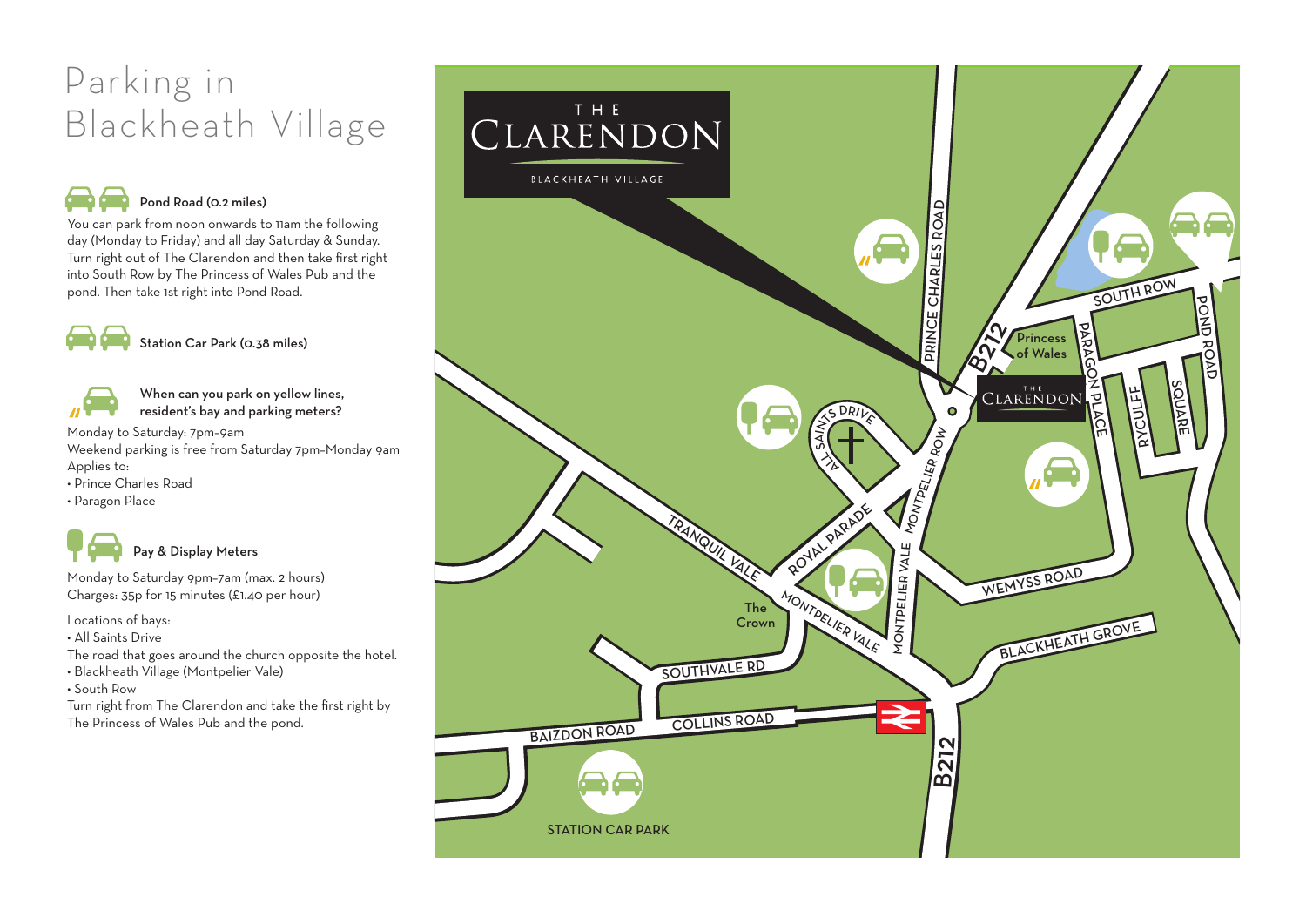# Parking in Blackheath Village

**Pond Road (0.2 miles)**

You can park from noon onwards to 11am the following day (Monday to Friday) and all day Saturday & Sunday. Turn right out of The Clarendon and then take first right into South Row by The Princess of Wales Pub and the pond. Then take 1st right into Pond Road.

**Station Car Park (0.38 miles)**

**When can you park on yellow lines, resident's bay and parking meters?**

Monday to Saturday: 7pm–9am

Weekend parking is free from Saturday 7pm–Monday 9am

Applies to:

- Prince Charles Road
- Paragon Place

**Pay & Display Meters**

Monday to Saturday 9pm–7am (max. 2 hours)

Charges: 35p for 15 minutes (£1.40 per hour)

Locations of bays:

- All Saints Drive

The road that goes around the church opposite the hotel.

- Blackheath Village (Montpelier Vale)
- South Row

Turn right from The Clarendon and take the first right by The Princess of Wales Pub and the pond.

THE CLARENDON
BLACKHEATH VILLAGE

PRINCE CHARLES ROAD
B212
Princess of Wales
SOUTH ROW
POND ROAD
PARAGON PLACE
RYCULFF SQUARE
ALL SAINTS DRIVE
MONTPELIER ROW
TRANQUIL VALE
ROYAL PARADE
MONTPELIER VALE
WEMYSS ROAD
The Crown
BLACKHEATH GROVE
SOUTHVALE RD
COLLINS ROAD
BAIZDON ROAD
STATION CAR PARK